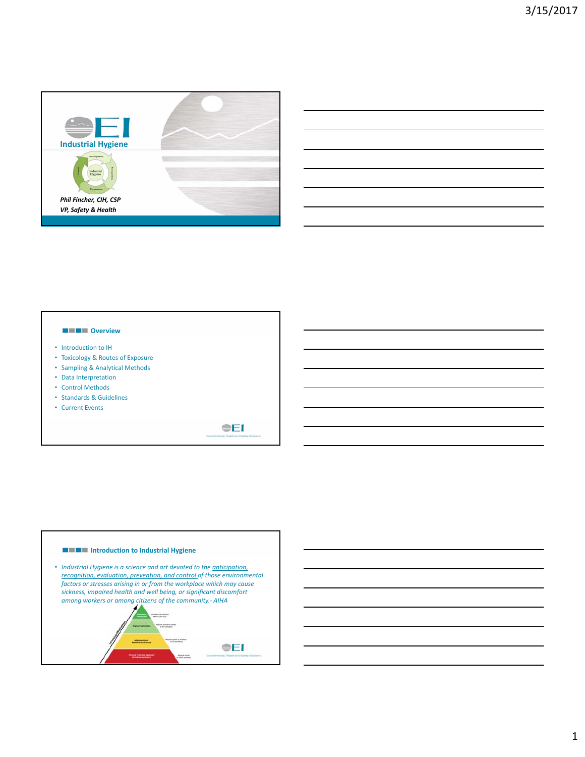# EI Industrial Hygiene

Anticipation · Recognition · Evaluation · Control · Industrial Hygiene

*Phil Fincher, CIH, CSP*
*VP, Safety & Health*

## Overview

- Introduction to IH
- Toxicology & Routes of Exposure
- Sampling & Analytical Methods
- Data Interpretation
- Control Methods
- Standards & Guidelines
- Current Events

EI — Environmental, Health and Safety Solutions

## Introduction to Industrial Hygiene

- *Industrial Hygiene is a science and art devoted to the* *anticipation, recognition, evaluation, prevention, and control* *of those environmental factors or stresses arising in or from the workplace which may cause sickness, impaired health and well being, or significant discomfort among workers or among citizens of the community.- AIHA*

EI — Environmental, Health and Safety Solutions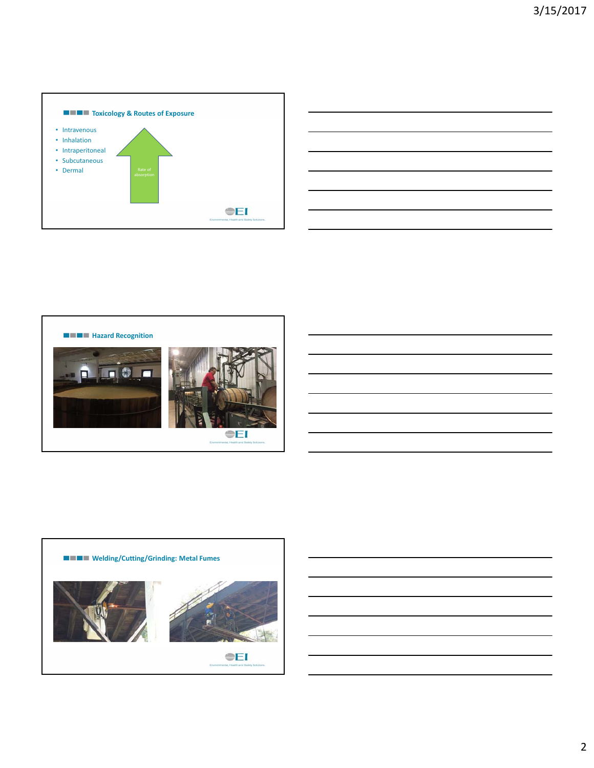## Toxicology & Routes of Exposure

- Intravenous
- Inhalation
- Intraperitoneal
- Subcutaneous
- Dermal

Rate of absorption

## Hazard Recognition

## Welding/Cutting/Grinding: Metal Fumes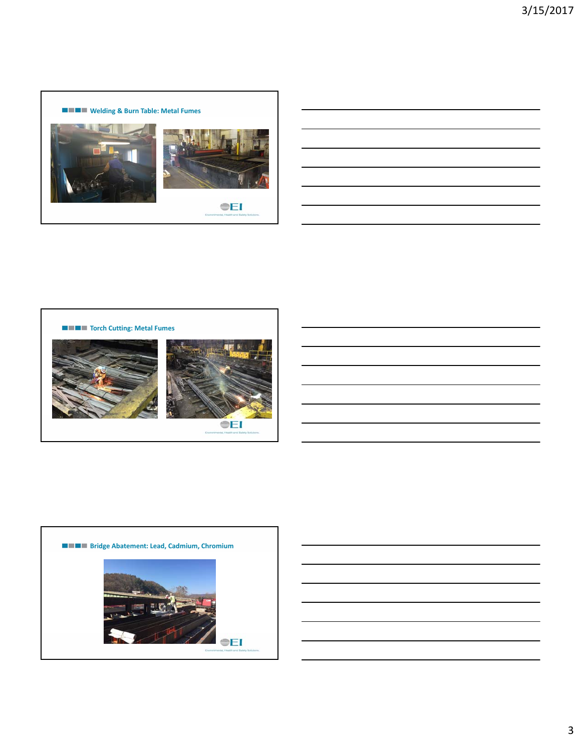## Welding & Burn Table: Metal Fumes

## Torch Cutting: Metal Fumes

## Bridge Abatement: Lead, Cadmium, Chromium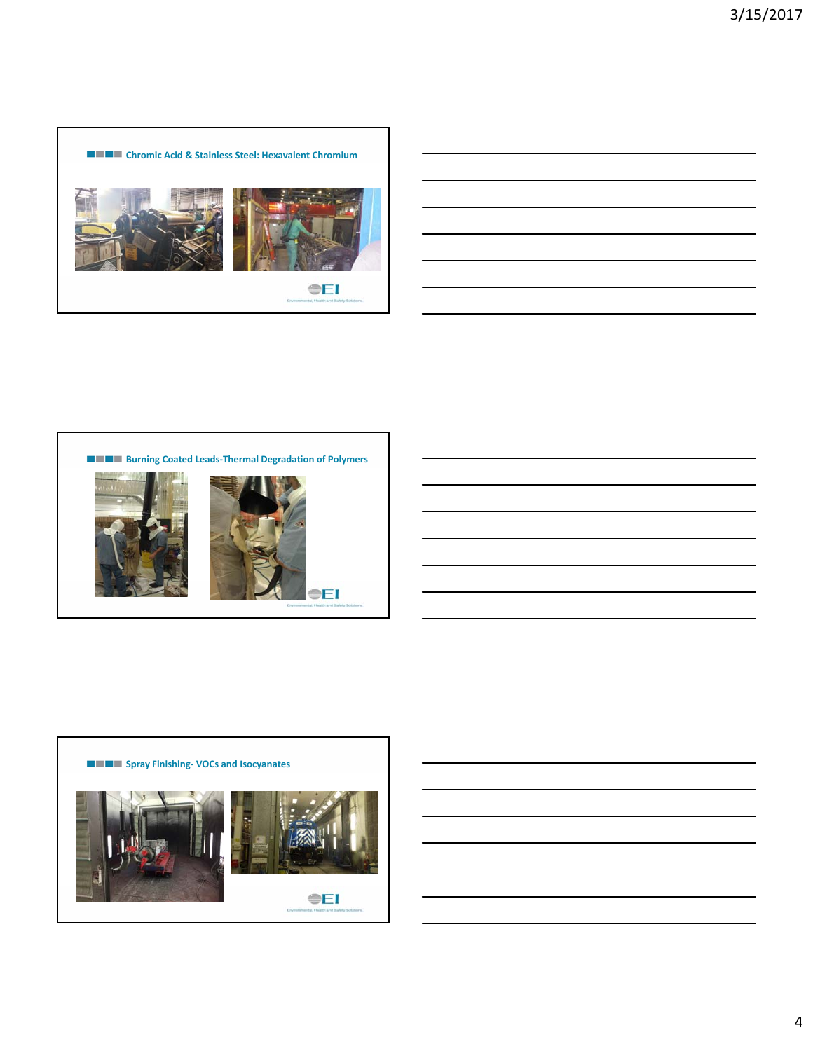## Chromic Acid & Stainless Steel: Hexavalent Chromium

## Burning Coated Leads-Thermal Degradation of Polymers

## Spray Finishing- VOCs and Isocyanates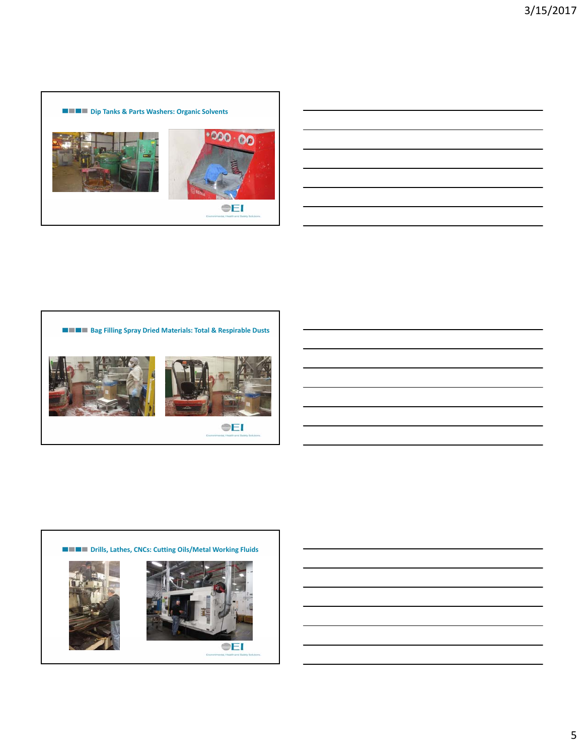## Dip Tanks & Parts Washers: Organic Solvents

## Bag Filling Spray Dried Materials: Total & Respirable Dusts

## Drills, Lathes, CNCs: Cutting Oils/Metal Working Fluids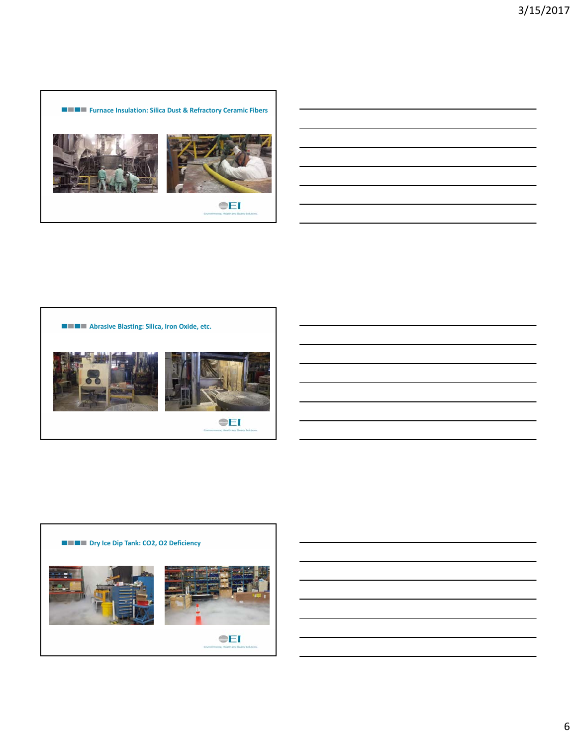## Furnace Insulation: Silica Dust & Refractory Ceramic Fibers

## Abrasive Blasting: Silica, Iron Oxide, etc.

## Dry Ice Dip Tank: $CO_2$, $O_2$ Deficiency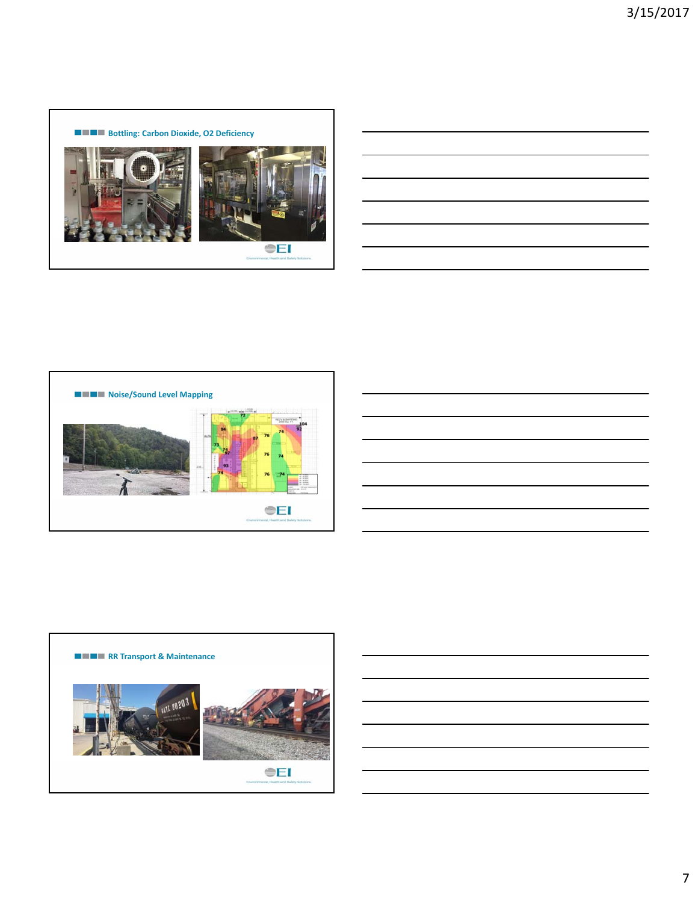## Bottling: Carbon Dioxide, O2 Deficiency

## Noise/Sound Level Mapping

## RR Transport & Maintenance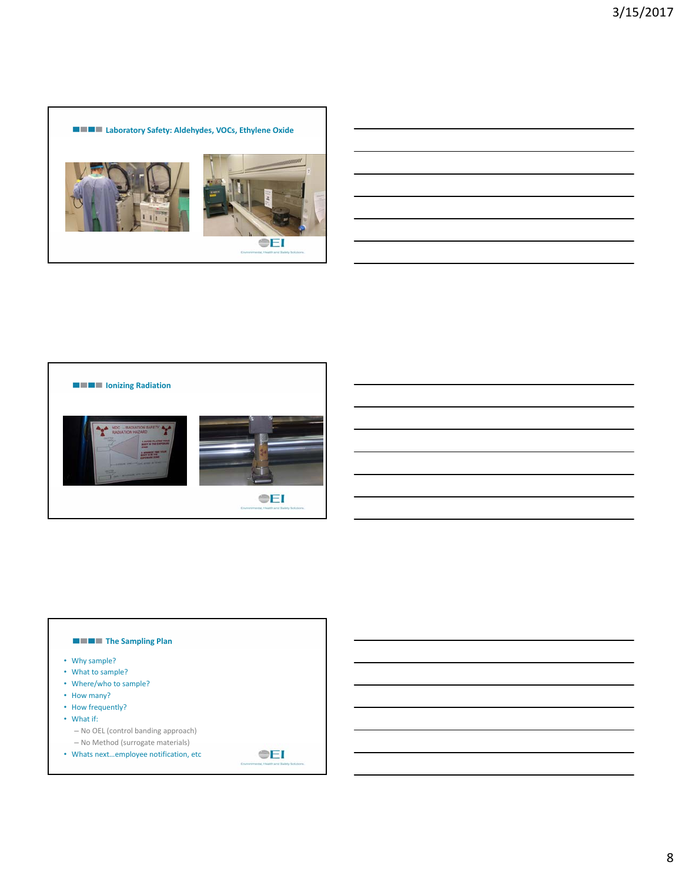## Laboratory Safety: Aldehydes, VOCs, Ethylene Oxide

## Ionizing Radiation

## The Sampling Plan

- Why sample?
- What to sample?
- Where/who to sample?
- How many?
- How frequently?
- What if:
  - No OEL (control banding approach)
  - No Method (surrogate materials)
- Whats next…employee notification, etc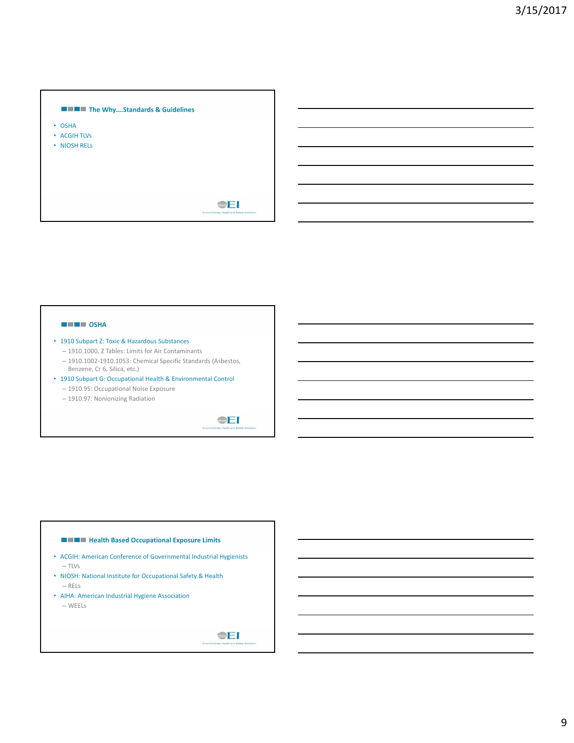## The Why....Standards & Guidelines

- OSHA
- ACGIH TLVs
- NIOSH RELs

## OSHA

- 1910 Subpart Z: Toxic & Hazardous Substances
  - 1910.1000, Z Tables: Limits for Air Contaminants
  - 1910.1002-1910.1053: Chemical Specific Standards (Asbestos, Benzene, Cr 6, Silica, etc.)
- 1910 Subpart G: Occupational Health & Environmental Control
  - 1910.95: Occupational Noise Exposure
  - 1910.97: Nonionizing Radiation

## Health Based Occupational Exposure Limits

- ACGIH: American Conference of Governmental Industrial Hygienists
  - TLVs
- NIOSH: National Institute for Occupational Safety & Health
  - RELs
- AIHA: American Industrial Hygiene Association
  - WEELs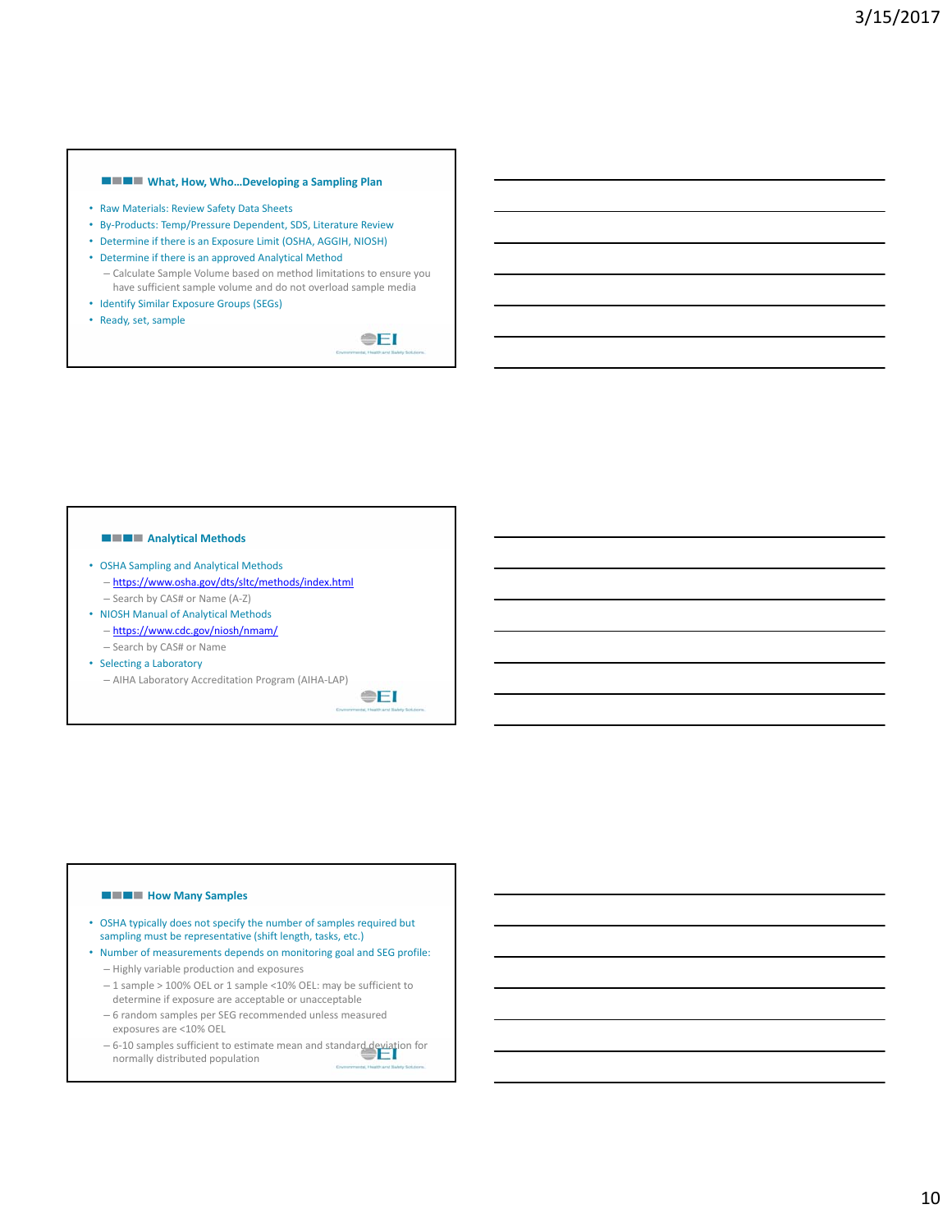## What, How, Who…Developing a Sampling Plan

- Raw Materials: Review Safety Data Sheets
- By-Products: Temp/Pressure Dependent, SDS, Literature Review
- Determine if there is an Exposure Limit (OSHA, AGGIH, NIOSH)
- Determine if there is an approved Analytical Method
  - Calculate Sample Volume based on method limitations to ensure you have sufficient sample volume and do not overload sample media
- Identify Similar Exposure Groups (SEGs)
- Ready, set, sample

## Analytical Methods

- OSHA Sampling and Analytical Methods
  - https://www.osha.gov/dts/sltc/methods/index.html
  - Search by CAS# or Name (A-Z)
- NIOSH Manual of Analytical Methods
  - https://www.cdc.gov/niosh/nmam/
  - Search by CAS# or Name
- Selecting a Laboratory
  - AIHA Laboratory Accreditation Program (AIHA-LAP)

## How Many Samples

- OSHA typically does not specify the number of samples required but sampling must be representative (shift length, tasks, etc.)
- Number of measurements depends on monitoring goal and SEG profile:
  - Highly variable production and exposures
  - 1 sample > 100% OEL or 1 sample <10% OEL: may be sufficient to determine if exposure are acceptable or unacceptable
  - 6 random samples per SEG recommended unless measured exposures are <10% OEL
  - 6-10 samples sufficient to estimate mean and standard deviation for normally distributed population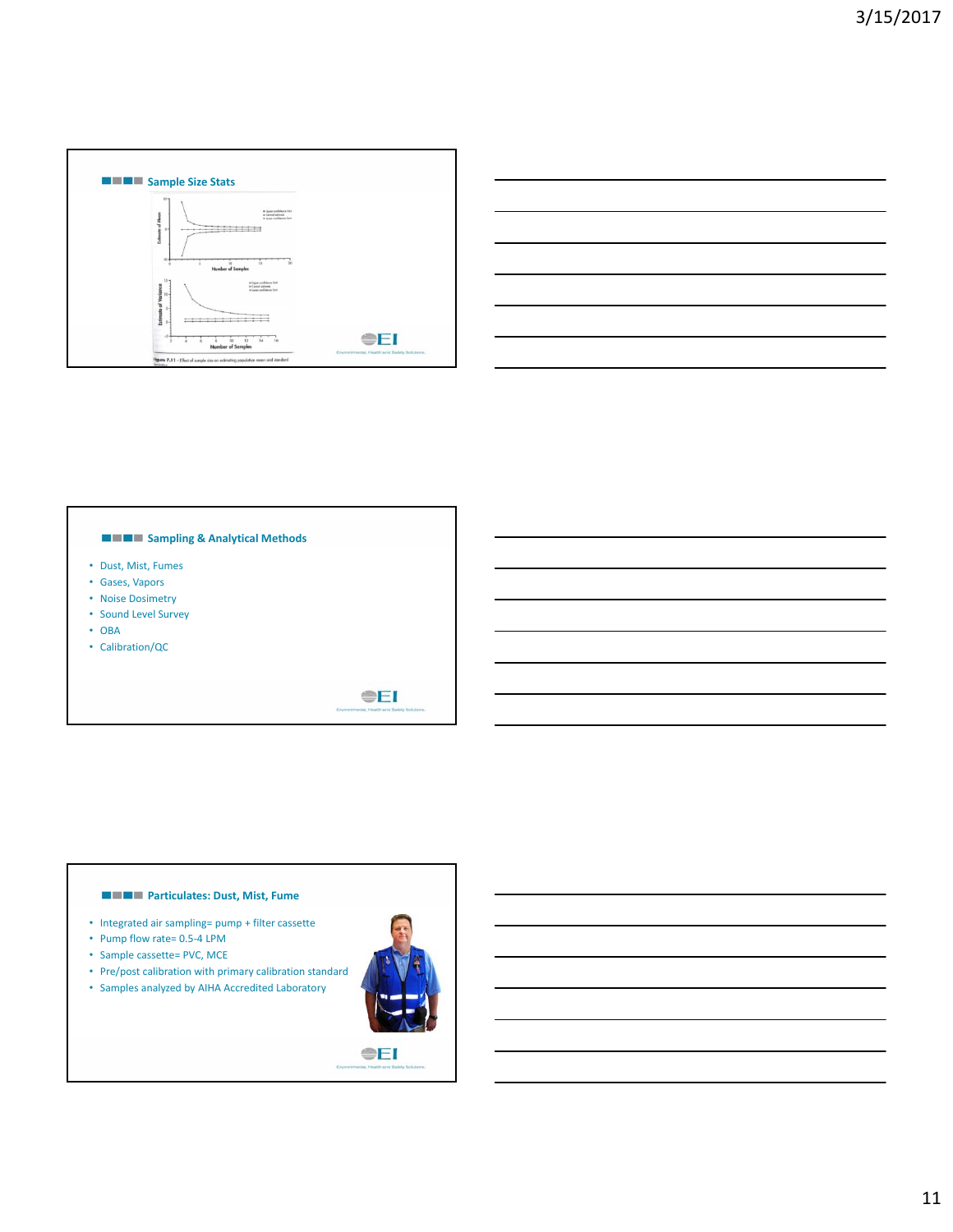## Sample Size Stats

Figure 7.11 – Effect of sample size on estimating population mean and standard deviation

## Sampling & Analytical Methods

- Dust, Mist, Fumes
- Gases, Vapors
- Noise Dosimetry
- Sound Level Survey
- OBA
- Calibration/QC

## Particulates: Dust, Mist, Fume

- Integrated air sampling= pump + filter cassette
- Pump flow rate= 0.5-4 LPM
- Sample cassette= PVC, MCE
- Pre/post calibration with primary calibration standard
- Samples analyzed by AIHA Accredited Laboratory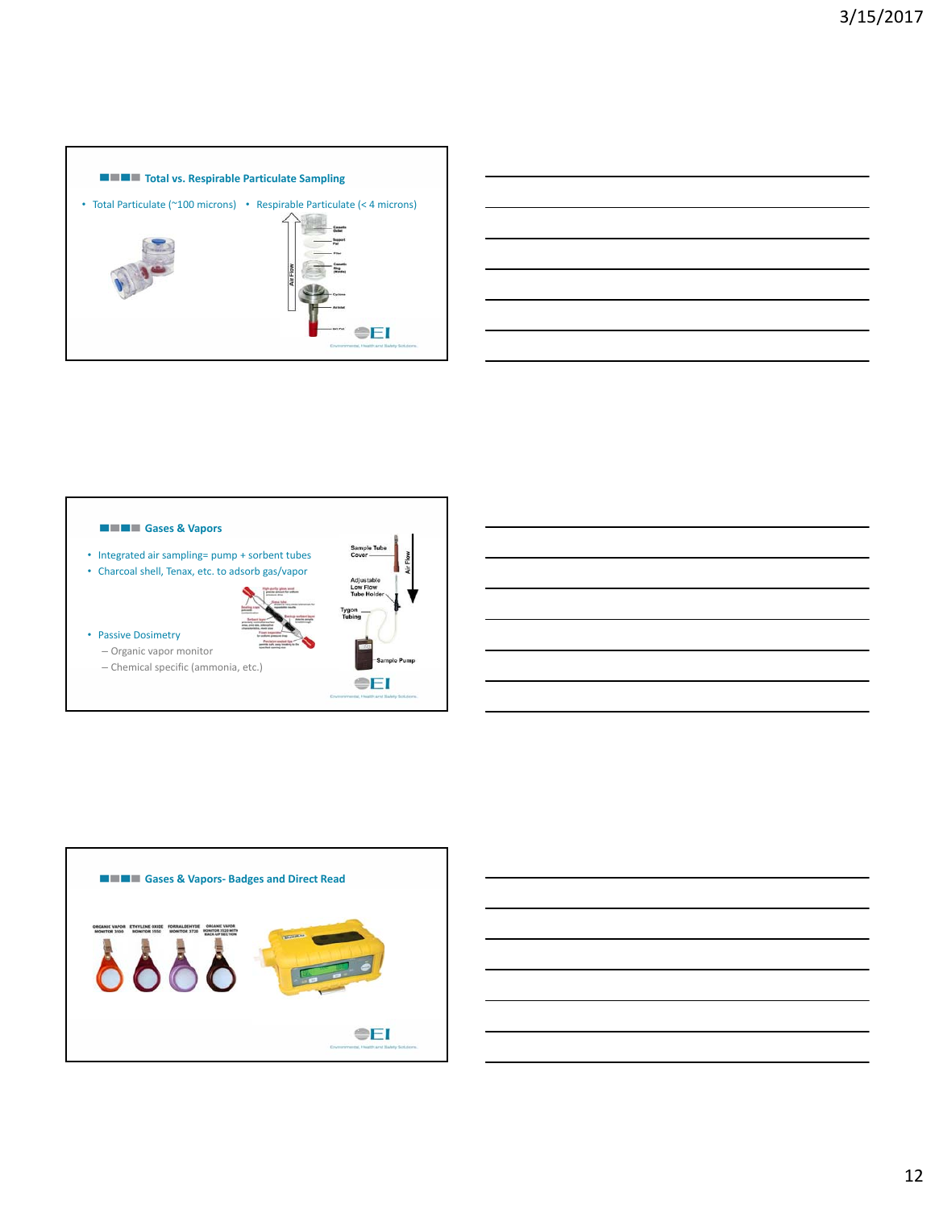## Total vs. Respirable Particulate Sampling

- Total Particulate (~100 microns)
- Respirable Particulate (< 4 microns)

## Gases & Vapors

- Integrated air sampling= pump + sorbent tubes
- Charcoal shell, Tenax, etc. to adsorb gas/vapor
- Passive Dosimetry
  - Organic vapor monitor
  - Chemical specific (ammonia, etc.)

## Gases & Vapors- Badges and Direct Read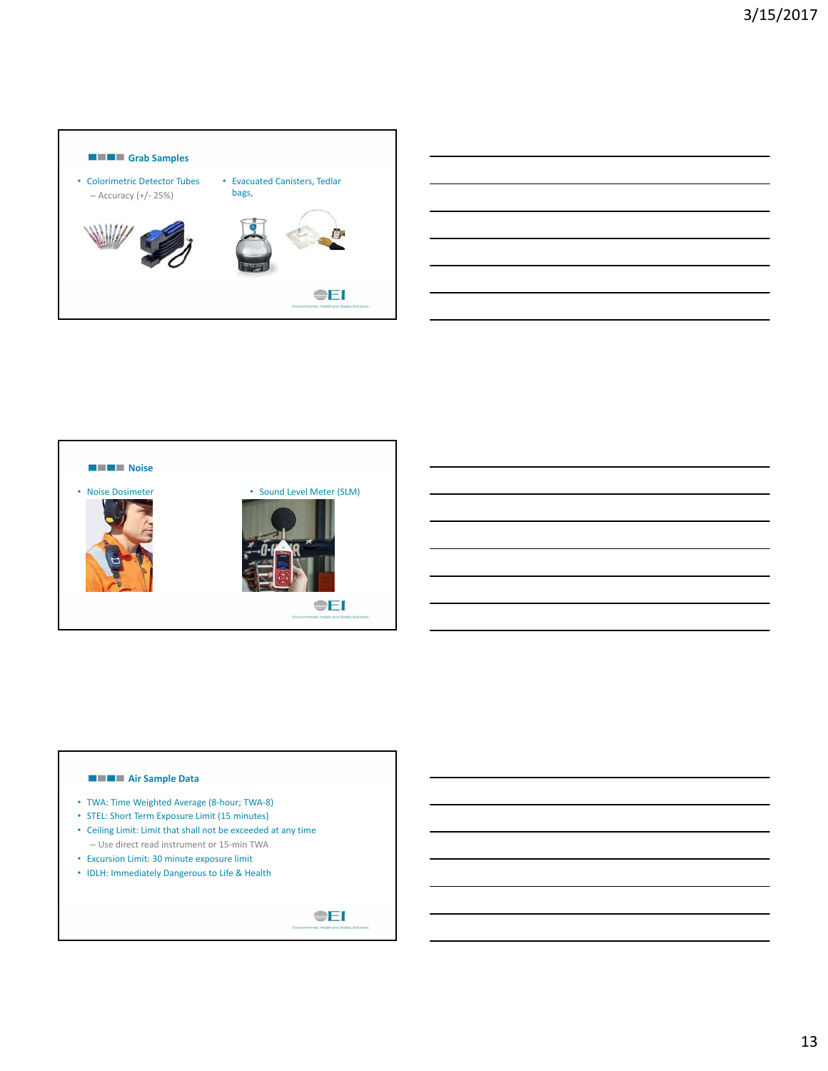## Grab Samples

- Colorimetric Detector Tubes
  - Accuracy (+/- 25%)
- Evacuated Canisters, Tedlar bags,

## Noise

- Noise Dosimeter
- Sound Level Meter (SLM)

## Air Sample Data

- TWA: Time Weighted Average (8-hour; TWA-8)
- STEL: Short Term Exposure Limit (15 minutes)
- Ceiling Limit: Limit that shall not be exceeded at any time
  - Use direct read instrument or 15-min TWA
- Excursion Limit: 30 minute exposure limit
- IDLH: Immediately Dangerous to Life & Health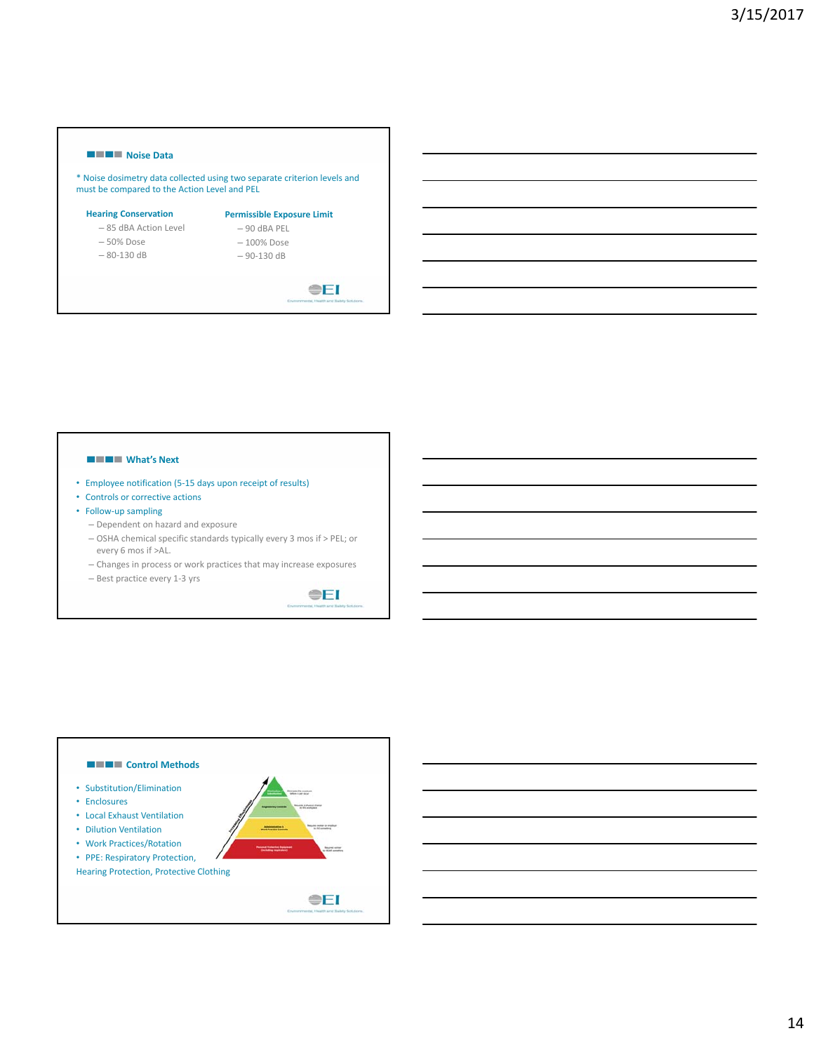## Noise Data

* Noise dosimetry data collected using two separate criterion levels and must be compared to the Action Level and PEL

**Hearing Conservation**

- 85 dBA Action Level
- 50% Dose
- 80-130 dB

**Permissible Exposure Limit**

- 90 dBA PEL
- 100% Dose
- 90-130 dB

## What's Next

- Employee notification (5-15 days upon receipt of results)
- Controls or corrective actions
- Follow-up sampling
  - Dependent on hazard and exposure
  - OSHA chemical specific standards typically every 3 mos if > PEL; or every 6 mos if >AL.
  - Changes in process or work practices that may increase exposures
  - Best practice every 1-3 yrs

## Control Methods

- Substitution/Elimination
- Enclosures
- Local Exhaust Ventilation
- Dilution Ventilation
- Work Practices/Rotation
- PPE: Respiratory Protection, Hearing Protection, Protective Clothing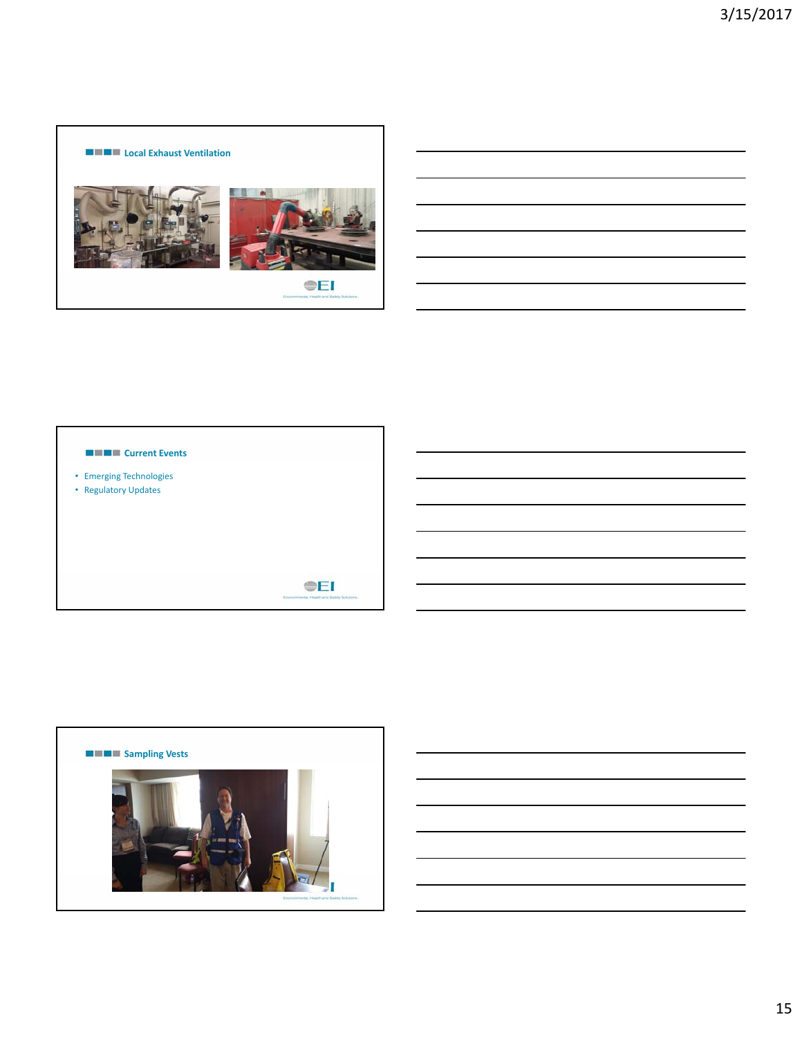## Local Exhaust Ventilation

## Current Events

- Emerging Technologies
- Regulatory Updates

## Sampling Vests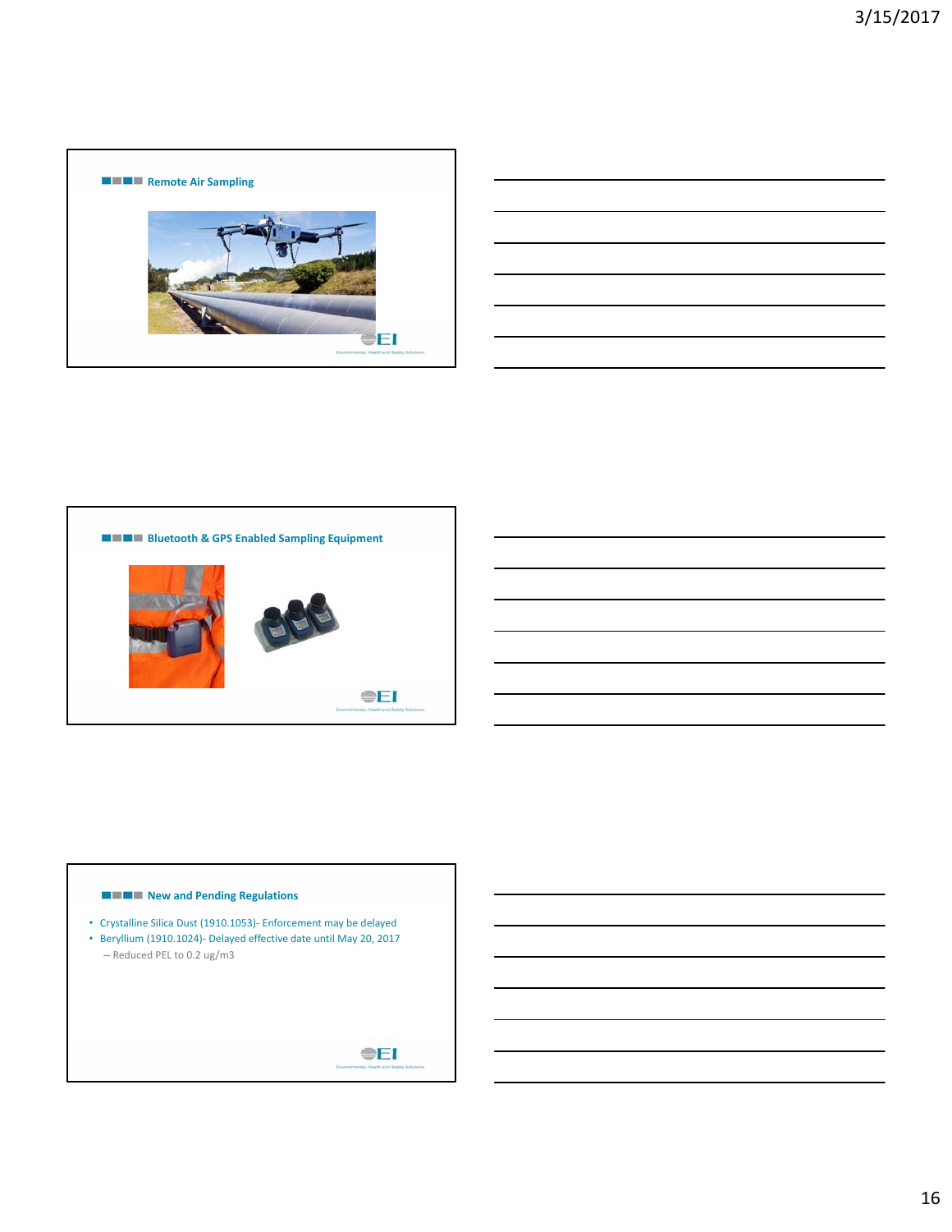## Remote Air Sampling

## Bluetooth & GPS Enabled Sampling Equipment

## New and Pending Regulations

- Crystalline Silica Dust (1910.1053)- Enforcement may be delayed
- Beryllium (1910.1024)- Delayed effective date until May 20, 2017
  - Reduced PEL to 0.2 ug/m3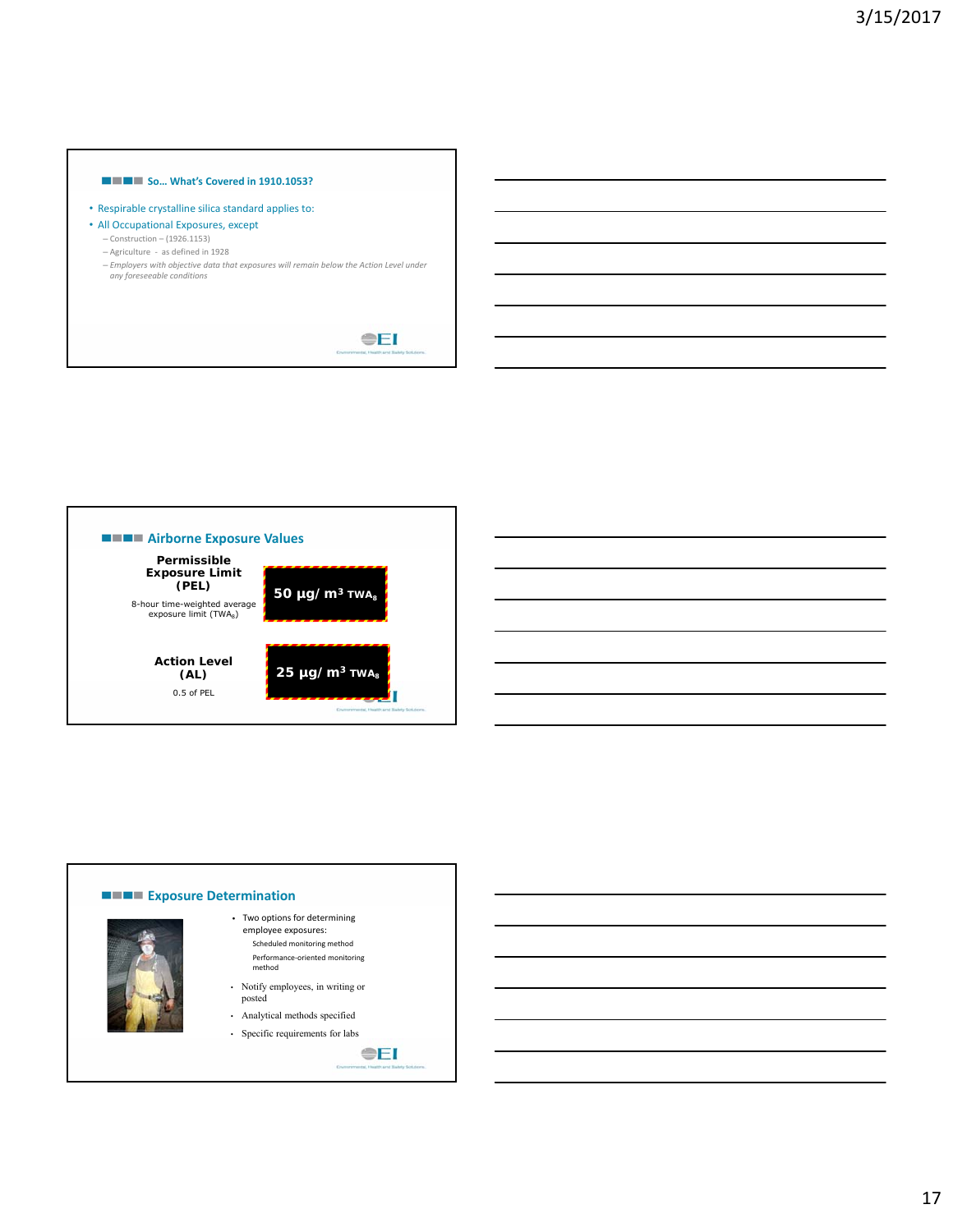## So… What's Covered in 1910.1053?

- Respirable crystalline silica standard applies to:
- All Occupational Exposures, except
  - Construction – (1926.1153)
  - Agriculture - as defined in 1928
  - *Employers with objective data that exposures will remain below the Action Level under any foreseeable conditions*

## Airborne Exposure Values

**Permissible Exposure Limit (PEL)**

8-hour time-weighted average exposure limit ($TWA_8$)

**50 µg/ m³ $TWA_8$**

**Action Level (AL)**

0.5 of PEL

**25 µg/ m³ $TWA_8$**

## Exposure Determination

- Two options for determining employee exposures:
  - Scheduled monitoring method
  - Performance-oriented monitoring method
- Notify employees, in writing or posted
- Analytical methods specified
- Specific requirements for labs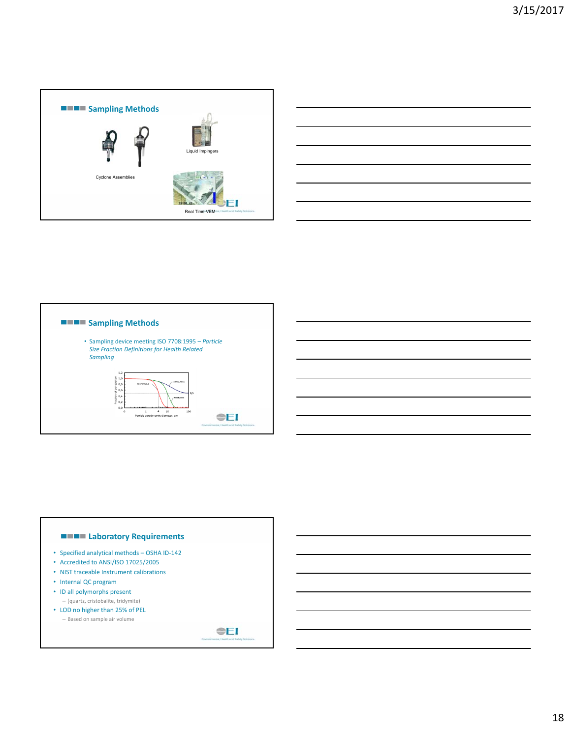## Sampling Methods

Cyclone Assemblies

Liquid Impingers

Real Time VEM

## Sampling Methods

- Sampling device meeting ISO 7708:1995 – *Particle Size Fraction Definitions for Health Related Sampling*

## Laboratory Requirements

- Specified analytical methods – OSHA ID-142
- Accredited to ANSI/ISO 17025/2005
- NIST traceable Instrument calibrations
- Internal QC program
- ID all polymorphs present
  - (quartz, cristobalite, tridymite)
- LOD no higher than 25% of PEL
  - Based on sample air volume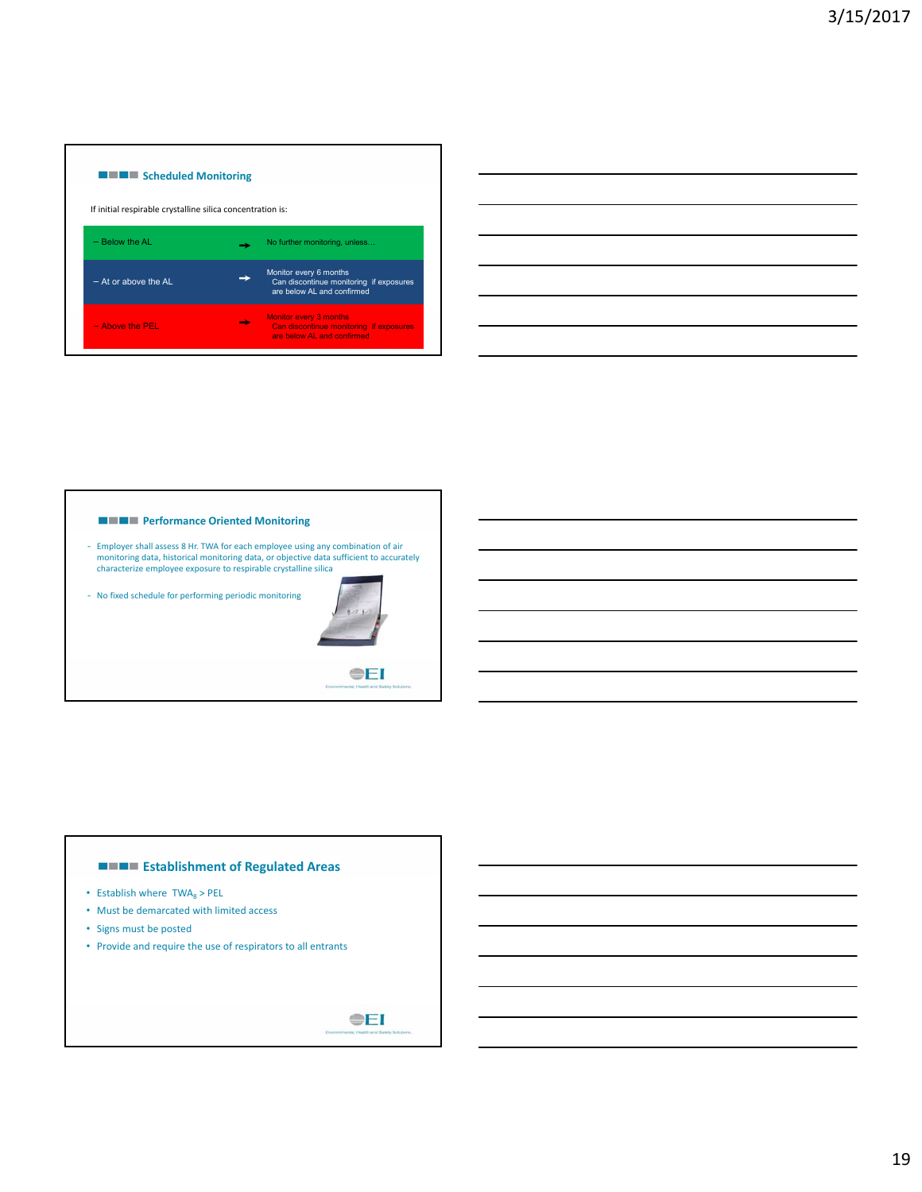## Scheduled Monitoring

If initial respirable crystalline silica concentration is:

| Concentration | | Action |
|---|---|---|
| – Below the AL | → | No further monitoring, unless… |
| – At or above the AL | → | Monitor every 6 months<br>Can discontinue monitoring if exposures are below AL and confirmed |
| – Above the PEL | → | Monitor every 3 months<br>Can discontinue monitoring if exposures are below AL and confirmed |

## Performance Oriented Monitoring

- Employer shall assess 8 Hr. TWA for each employee using any combination of air monitoring data, historical monitoring data, or objective data sufficient to accurately characterize employee exposure to respirable crystalline silica
- No fixed schedule for performing periodic monitoring

## Establishment of Regulated Areas

- Establish where $TWA_8$ > PEL
- Must be demarcated with limited access
- Signs must be posted
- Provide and require the use of respirators to all entrants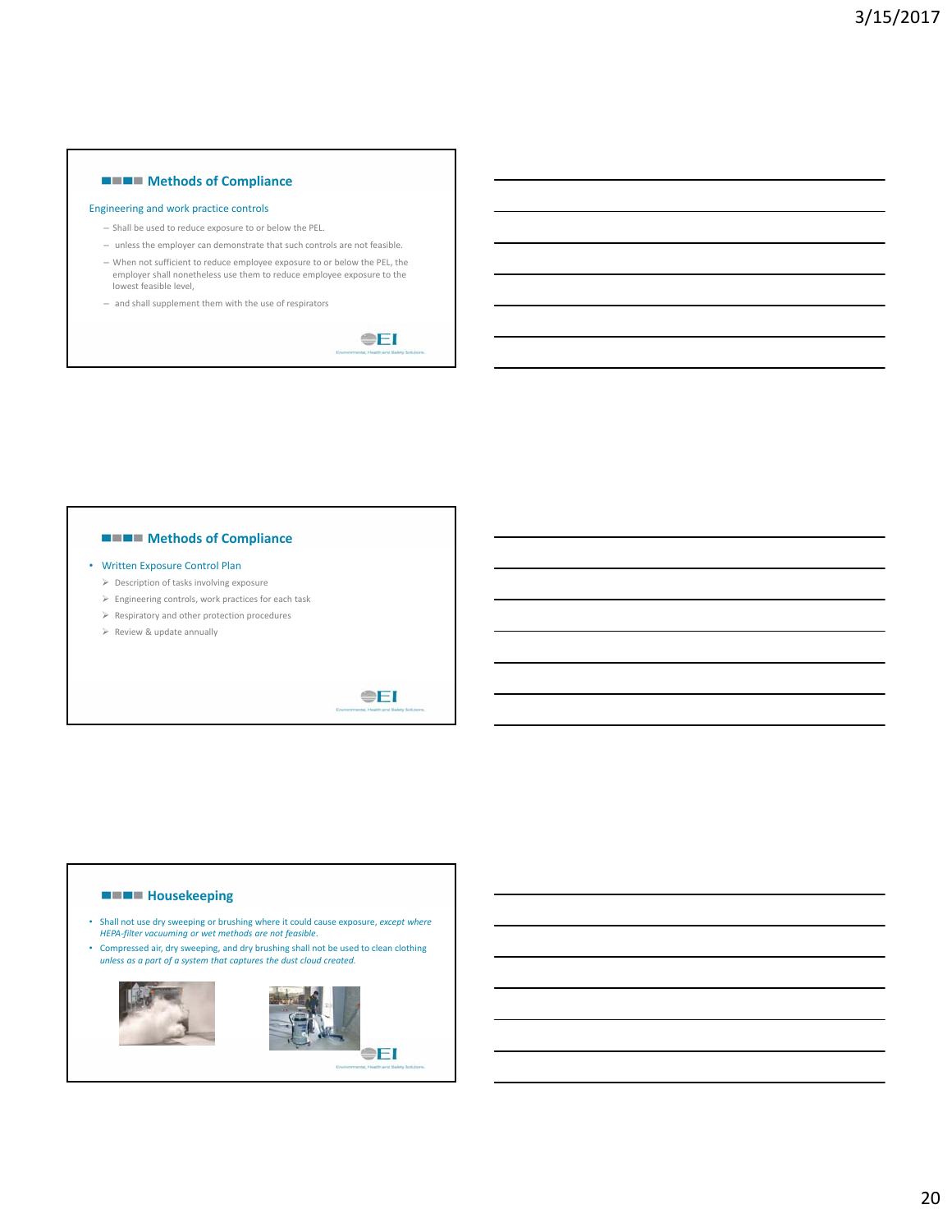## Methods of Compliance

Engineering and work practice controls

- Shall be used to reduce exposure to or below the PEL.
- unless the employer can demonstrate that such controls are not feasible.
- When not sufficient to reduce employee exposure to or below the PEL, the employer shall nonetheless use them to reduce employee exposure to the lowest feasible level,
- and shall supplement them with the use of respirators

## Methods of Compliance

- Written Exposure Control Plan
  - Description of tasks involving exposure
  - Engineering controls, work practices for each task
  - Respiratory and other protection procedures
  - Review & update annually

## Housekeeping

- Shall not use dry sweeping or brushing where it could cause exposure, *except where HEPA-filter vacuuming or wet methods are not feasible.*
- Compressed air, dry sweeping, and dry brushing shall not be used to clean clothing *unless as a part of a system that captures the dust cloud created.*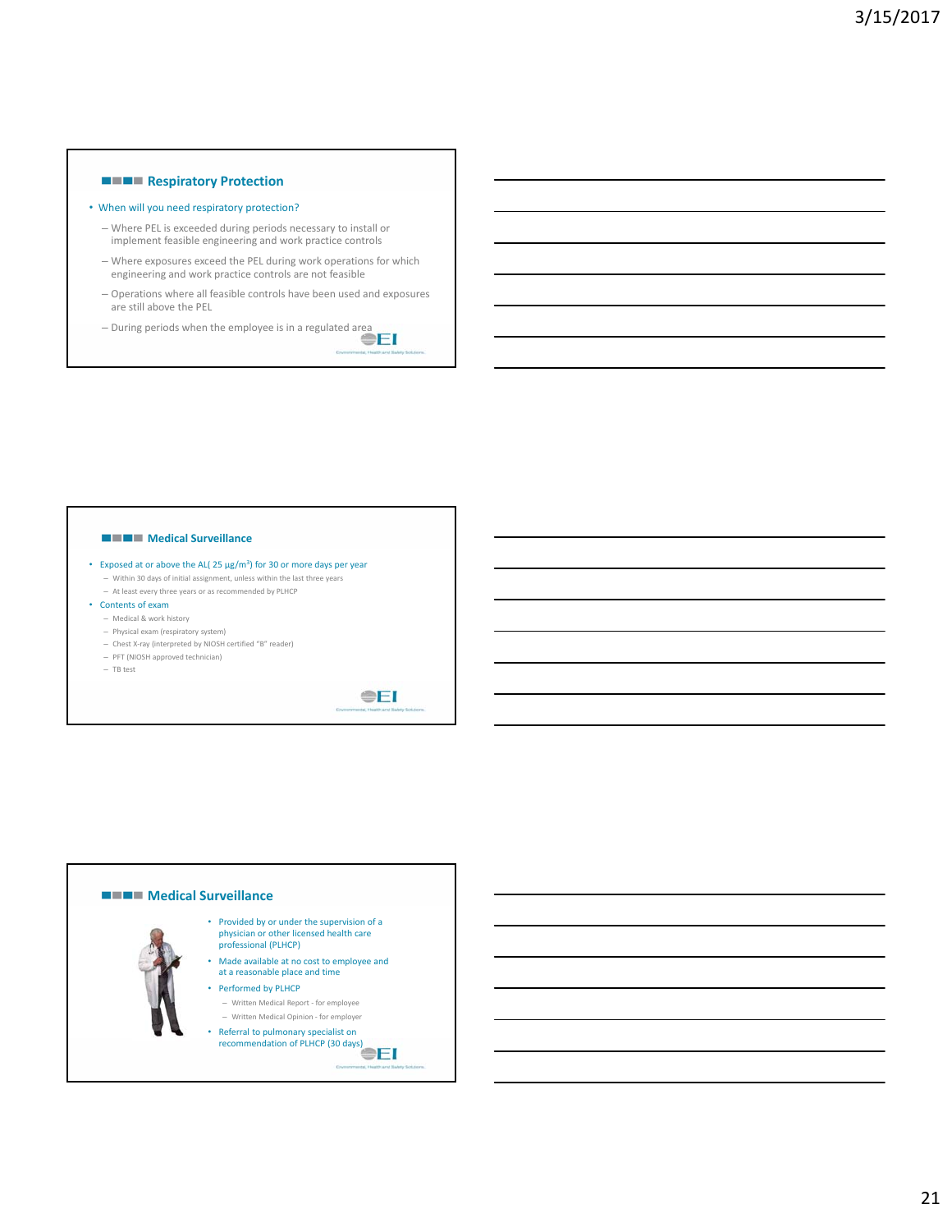## Respiratory Protection

- When will you need respiratory protection?
  - Where PEL is exceeded during periods necessary to install or implement feasible engineering and work practice controls
  - Where exposures exceed the PEL during work operations for which engineering and work practice controls are not feasible
  - Operations where all feasible controls have been used and exposures are still above the PEL
  - During periods when the employee is in a regulated area

## Medical Surveillance

- Exposed at or above the AL( 25 μg/m$^3$) for 30 or more days per year
  - Within 30 days of initial assignment, unless within the last three years
  - At least every three years or as recommended by PLHCP
- Contents of exam
  - Medical & work history
  - Physical exam (respiratory system)
  - Chest X-ray (interpreted by NIOSH certified "B" reader)
  - PFT (NIOSH approved technician)
  - TB test

## Medical Surveillance

- Provided by or under the supervision of a physician or other licensed health care professional (PLHCP)
- Made available at no cost to employee and at a reasonable place and time
- Performed by PLHCP
  - Written Medical Report - for employee
  - Written Medical Opinion - for employer
- Referral to pulmonary specialist on recommendation of PLHCP (30 days)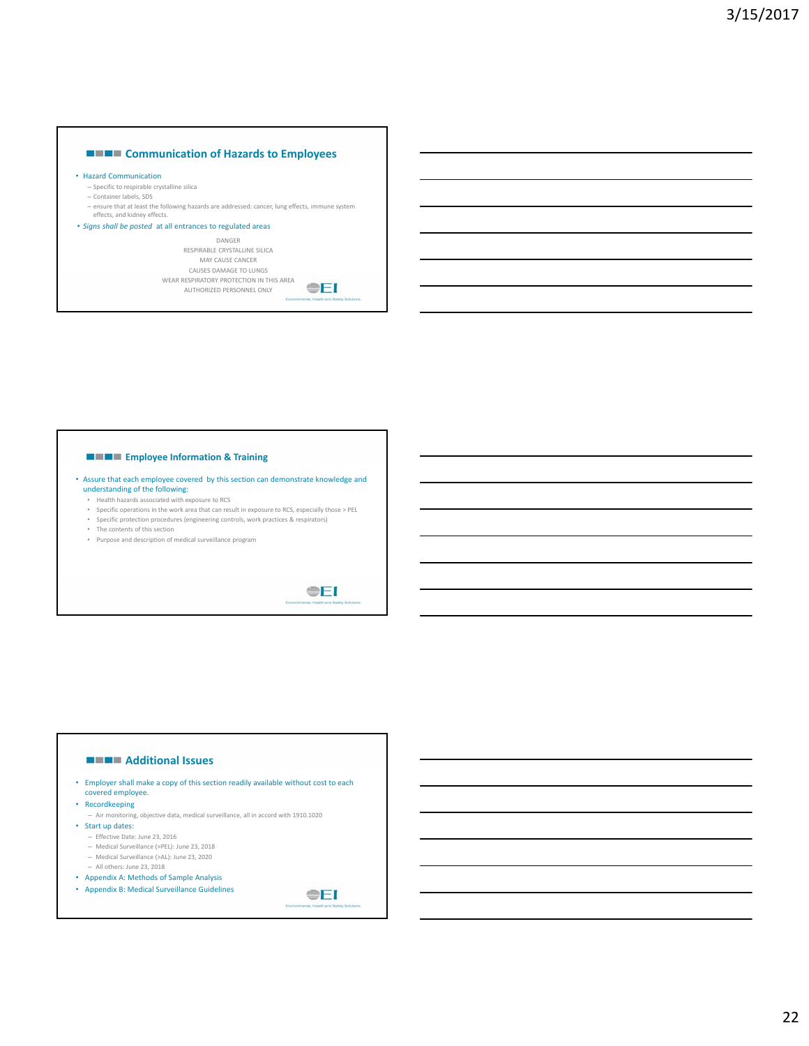## Communication of Hazards to Employees

- Hazard Communication
  - Specific to respirable crystalline silica
  - Container labels, SDS
  - ensure that at least the following hazards are addressed: cancer, lung effects, immune system effects, and kidney effects.
- *Signs shall be posted* at all entrances to regulated areas

DANGER
RESPIRABLE CRYSTALLINE SILICA
MAY CAUSE CANCER
CAUSES DAMAGE TO LUNGS
WEAR RESPIRATORY PROTECTION IN THIS AREA
AUTHORIZED PERSONNEL ONLY

## Employee Information & Training

- Assure that each employee covered by this section can demonstrate knowledge and understanding of the following:
  - Health hazards associated with exposure to RCS
  - Specific operations in the work area that can result in exposure to RCS, especially those > PEL
  - Specific protection procedures (engineering controls, work practices & respirators)
  - The contents of this section
  - Purpose and description of medical surveillance program

## Additional Issues

- Employer shall make a copy of this section readily available without cost to each covered employee.
- Recordkeeping
  - Air monitoring, objective data, medical surveillance, all in accord with 1910.1020
- Start up dates:
  - Effective Date: June 23, 2016
  - Medical Surveillance (>PEL): June 23, 2018
  - Medical Surveillance (>AL): June 23, 2020
  - All others: June 23, 2018
- Appendix A: Methods of Sample Analysis
- Appendix B: Medical Surveillance Guidelines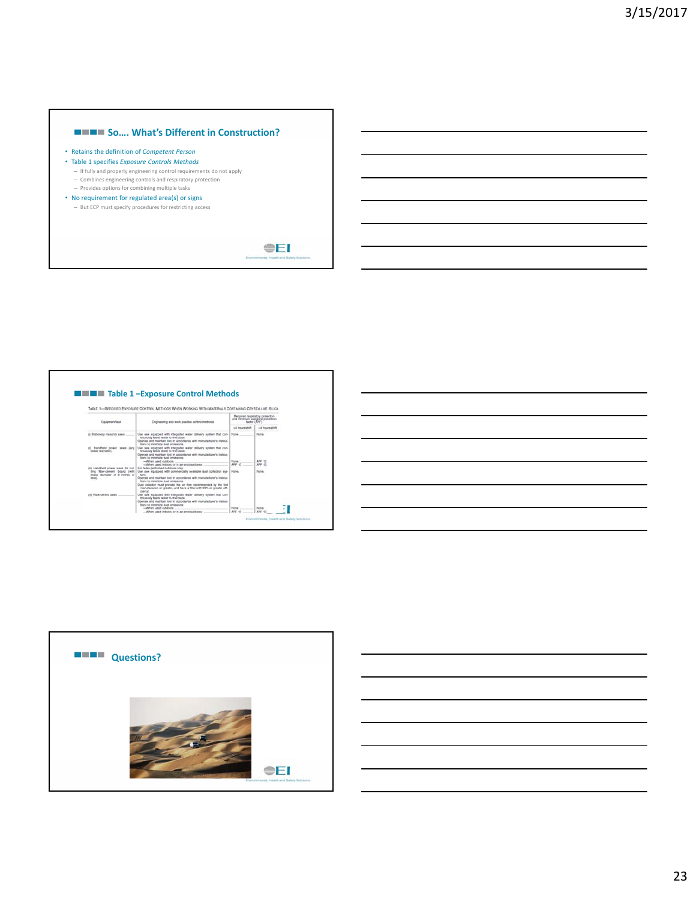## So…. What's Different in Construction?

- Retains the definition of *Competent Person*
- Table 1 specifies *Exposure Controls Methods*
  - If fully and properly engineering control requirements do not apply
  - Combines engineering controls and respiratory protection
  - Provides options for combining multiple tasks
- No requirement for regulated area(s) or signs
  - But ECP must specify procedures for restricting access

## Table 1 –Exposure Control Methods

TABLE 1—SPECIFIED EXPOSURE CONTROL METHODS WHEN WORKING WITH MATERIALS CONTAINING CRYSTALLINE SILICA

| Equipment/task | Engineering and work practice control methods | Required respiratory protection and minimum assigned protection factor (APF) | |
|---|---|---|---|
| | | ≤4 hours/shift | >4 hours/shift |
| (i) Stationary masonry saws | Use saw equipped with integrated water delivery system that continuously feeds water to the blade. Operate and maintain tool in accordance with manufacturer's instructions to minimize dust emissions. | None | None. |
| (ii) Handheld power saws (any blade diameter). | Use saw equipped with integrated water delivery system that continuously feeds water to the blade. Operate and maintain tool in accordance with manufacturer's instructions to minimize dust emissions: | | |
| | —When used outdoors | None | APF 10. |
| | —When used indoors or in an enclosed area | APF 10 | APF 10. |
| (iii) Handheld power saws for cutting fiber-cement board (with blade diameter of 8 inches or less). | For tasks performed outdoors only: Use saw equipped with commercially available dust collection system. Operate and maintain tool in accordance with manufacturer's instructions to minimize dust emissions. Dust collector must provide the air flow recommended by the tool manufacturer, or greater, and have a filter with 99% or greater efficiency. | None | None. |
| (iv) Walk-behind saws | Use saw equipped with integrated water delivery system that continuously feeds water to the blade. Operate and maintain tool in accordance with manufacturer's instructions to minimize dust emissions: | | |
| | —When used outdoors | None | None. |
| | —When used indoors or in an enclosed area | APF 10 | APF 10. |

## Questions?